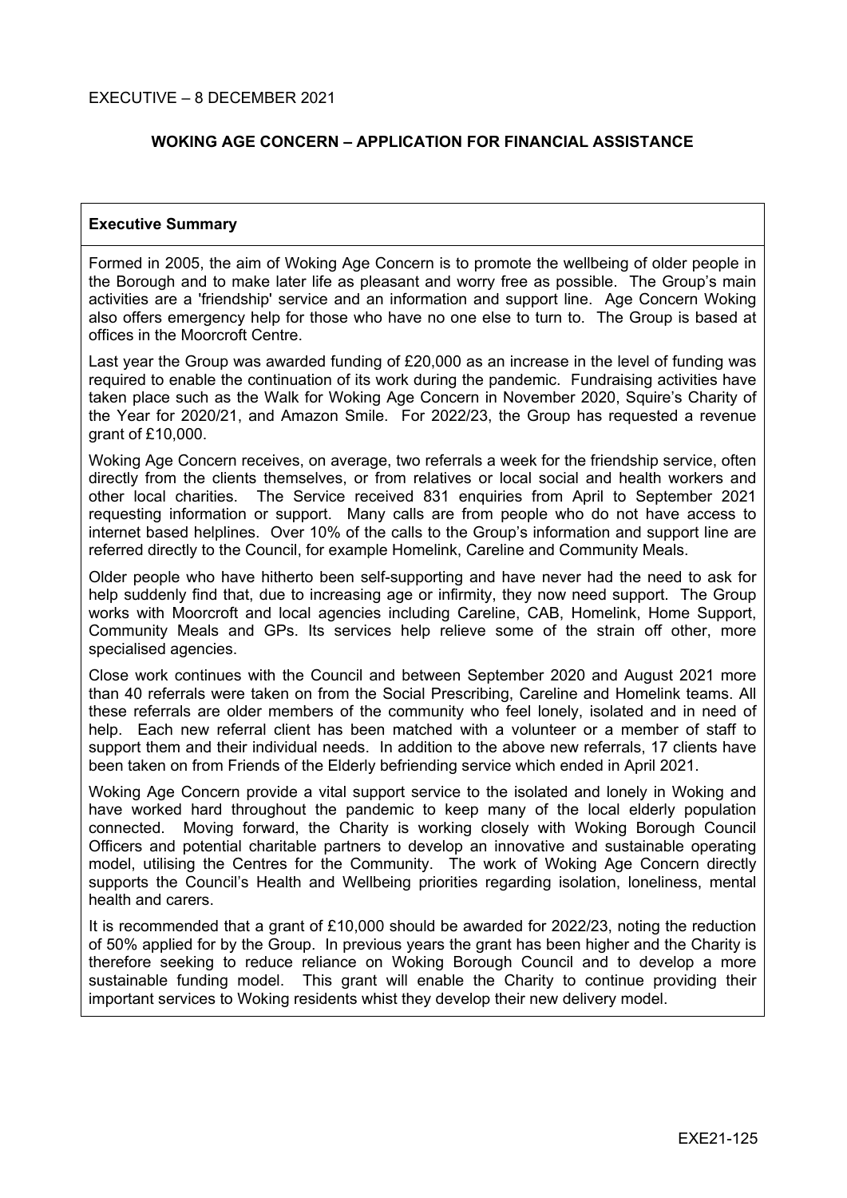EXECUTIVE – 8 DECEMBER 2021

# WOKING AGE CONCERN – APPLICATION FOR FINANCIAL ASSISTANCE

## Executive Summary

Formed in 2005, the aim of Woking Age Concern is to promote the wellbeing of older people in the Borough and to make later life as pleasant and worry free as possible. The Group's main activities are a 'friendship' service and an information and support line. Age Concern Woking also offers emergency help for those who have no one else to turn to. The Group is based at offices in the Moorcroft Centre.

Last year the Group was awarded funding of £20,000 as an increase in the level of funding was required to enable the continuation of its work during the pandemic. Fundraising activities have taken place such as the Walk for Woking Age Concern in November 2020, Squire's Charity of the Year for 2020/21, and Amazon Smile. For 2022/23, the Group has requested a revenue grant of £10,000.

Woking Age Concern receives, on average, two referrals a week for the friendship service, often directly from the clients themselves, or from relatives or local social and health workers and other local charities. The Service received 831 enquiries from April to September 2021 requesting information or support. Many calls are from people who do not have access to internet based helplines. Over 10% of the calls to the Group's information and support line are referred directly to the Council, for example Homelink, Careline and Community Meals.

Older people who have hitherto been self-supporting and have never had the need to ask for help suddenly find that, due to increasing age or infirmity, they now need support. The Group works with Moorcroft and local agencies including Careline, CAB, Homelink, Home Support, Community Meals and GPs. Its services help relieve some of the strain off other, more specialised agencies.

Close work continues with the Council and between September 2020 and August 2021 more than 40 referrals were taken on from the Social Prescribing, Careline and Homelink teams. All these referrals are older members of the community who feel lonely, isolated and in need of help. Each new referral client has been matched with a volunteer or a member of staff to support them and their individual needs. In addition to the above new referrals, 17 clients have been taken on from Friends of the Elderly befriending service which ended in April 2021.

Woking Age Concern provide a vital support service to the isolated and lonely in Woking and have worked hard throughout the pandemic to keep many of the local elderly population connected. Moving forward, the Charity is working closely with Woking Borough Council Officers and potential charitable partners to develop an innovative and sustainable operating model, utilising the Centres for the Community. The work of Woking Age Concern directly supports the Council's Health and Wellbeing priorities regarding isolation, loneliness, mental health and carers.

It is recommended that a grant of £10,000 should be awarded for 2022/23, noting the reduction of 50% applied for by the Group. In previous years the grant has been higher and the Charity is therefore seeking to reduce reliance on Woking Borough Council and to develop a more sustainable funding model. This grant will enable the Charity to continue providing their important services to Woking residents whist they develop their new delivery model.

EXE21-125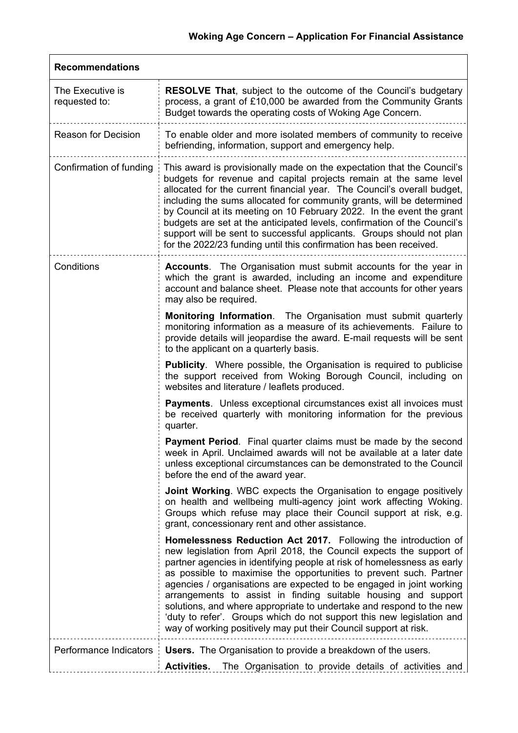## Woking Age Concern – Application For Financial Assistance

| **Recommendations** | |
|---|---|
| The Executive is requested to: | **RESOLVE That**, subject to the outcome of the Council's budgetary process, a grant of £10,000 be awarded from the Community Grants Budget towards the operating costs of Woking Age Concern. |
| Reason for Decision | To enable older and more isolated members of community to receive befriending, information, support and emergency help. |
| Confirmation of funding | This award is provisionally made on the expectation that the Council's budgets for revenue and capital projects remain at the same level allocated for the current financial year. The Council's overall budget, including the sums allocated for community grants, will be determined by Council at its meeting on 10 February 2022. In the event the grant budgets are set at the anticipated levels, confirmation of the Council's support will be sent to successful applicants. Groups should not plan for the 2022/23 funding until this confirmation has been received. |
| Conditions | **Accounts**. The Organisation must submit accounts for the year in which the grant is awarded, including an income and expenditure account and balance sheet. Please note that accounts for other years may also be required.<br><br>**Monitoring Information**. The Organisation must submit quarterly monitoring information as a measure of its achievements. Failure to provide details will jeopardise the award. E-mail requests will be sent to the applicant on a quarterly basis.<br><br>**Publicity**. Where possible, the Organisation is required to publicise the support received from Woking Borough Council, including on websites and literature / leaflets produced.<br><br>**Payments**. Unless exceptional circumstances exist all invoices must be received quarterly with monitoring information for the previous quarter.<br><br>**Payment Period**. Final quarter claims must be made by the second week in April. Unclaimed awards will not be available at a later date unless exceptional circumstances can be demonstrated to the Council before the end of the award year.<br><br>**Joint Working**. WBC expects the Organisation to engage positively on health and wellbeing multi-agency joint work affecting Woking. Groups which refuse may place their Council support at risk, e.g. grant, concessionary rent and other assistance.<br><br>**Homelessness Reduction Act 2017.** Following the introduction of new legislation from April 2018, the Council expects the support of partner agencies in identifying people at risk of homelessness as early as possible to maximise the opportunities to prevent such. Partner agencies / organisations are expected to be engaged in joint working arrangements to assist in finding suitable housing and support solutions, and where appropriate to undertake and respond to the new 'duty to refer'. Groups which do not support this new legislation and way of working positively may put their Council support at risk. |
| Performance Indicators | **Users.** The Organisation to provide a breakdown of the users.<br><br>**Activities.** The Organisation to provide details of activities and |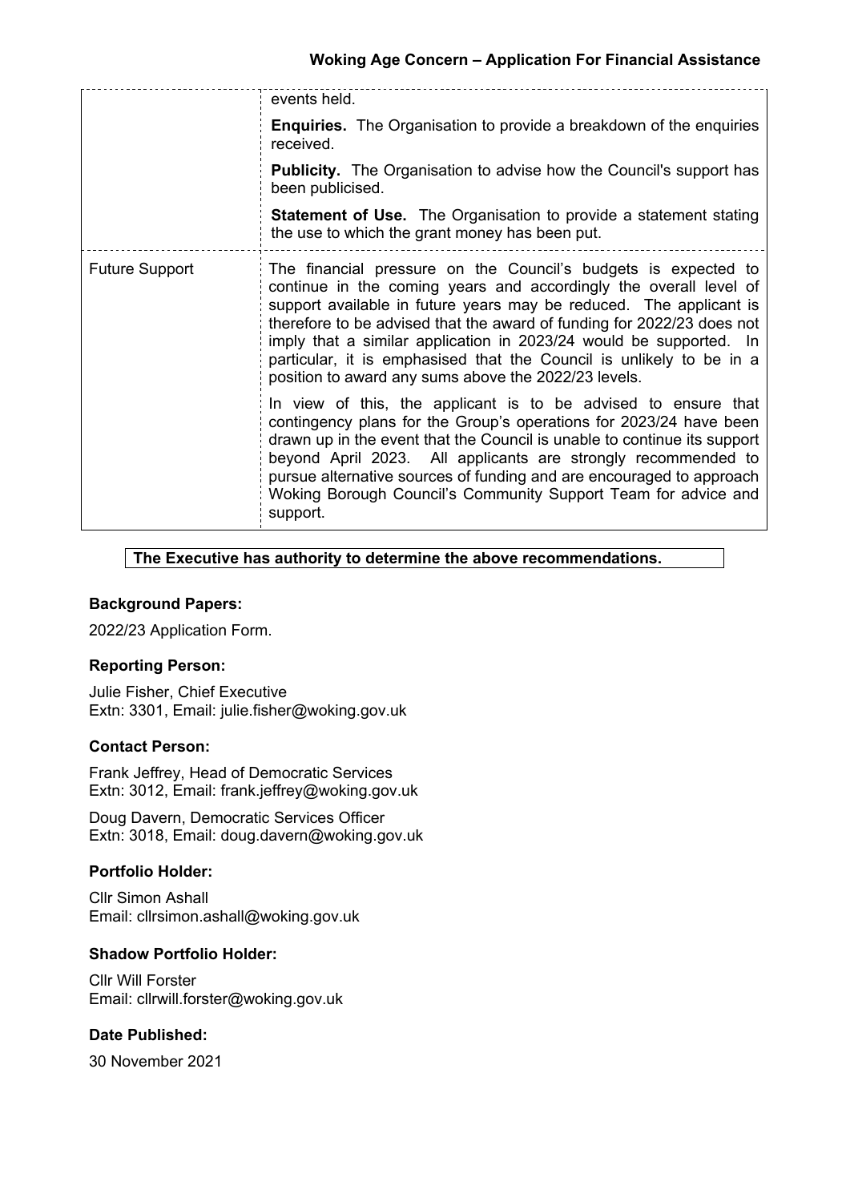|  |  |
|---|---|
|  | events held. **Enquiries.** The Organisation to provide a breakdown of the enquiries received. **Publicity.** The Organisation to advise how the Council's support has been publicised. **Statement of Use.** The Organisation to provide a statement stating the use to which the grant money has been put. |
| Future Support | The financial pressure on the Council's budgets is expected to continue in the coming years and accordingly the overall level of support available in future years may be reduced. The applicant is therefore to be advised that the award of funding for 2022/23 does not imply that a similar application in 2023/24 would be supported. In particular, it is emphasised that the Council is unlikely to be in a position to award any sums above the 2022/23 levels. In view of this, the applicant is to be advised to ensure that contingency plans for the Group's operations for 2023/24 have been drawn up in the event that the Council is unable to continue its support beyond April 2023. All applicants are strongly recommended to pursue alternative sources of funding and are encouraged to approach Woking Borough Council's Community Support Team for advice and support. |

**The Executive has authority to determine the above recommendations.**

### Background Papers:

2022/23 Application Form.

### Reporting Person:

Julie Fisher, Chief Executive
Extn: 3301, Email: julie.fisher@woking.gov.uk

### Contact Person:

Frank Jeffrey, Head of Democratic Services
Extn: 3012, Email: frank.jeffrey@woking.gov.uk

Doug Davern, Democratic Services Officer
Extn: 3018, Email: doug.davern@woking.gov.uk

### Portfolio Holder:

Cllr Simon Ashall
Email: cllrsimon.ashall@woking.gov.uk

### Shadow Portfolio Holder:

Cllr Will Forster
Email: cllrwill.forster@woking.gov.uk

### Date Published:

30 November 2021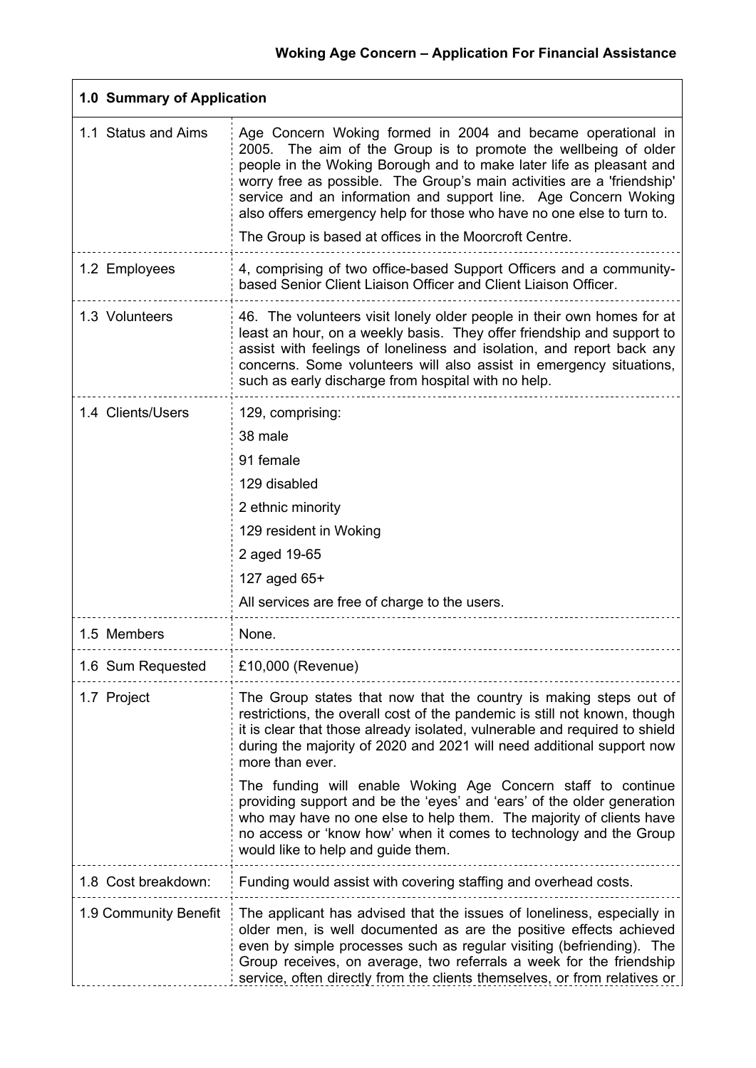**Woking Age Concern – Application For Financial Assistance**

| 1.0 Summary of Application | |
|---|---|
| 1.1 Status and Aims | Age Concern Woking formed in 2004 and became operational in 2005. The aim of the Group is to promote the wellbeing of older people in the Woking Borough and to make later life as pleasant and worry free as possible. The Group's main activities are a 'friendship' service and an information and support line. Age Concern Woking also offers emergency help for those who have no one else to turn to.<br><br>The Group is based at offices in the Moorcroft Centre. |
| 1.2 Employees | 4, comprising of two office-based Support Officers and a community-based Senior Client Liaison Officer and Client Liaison Officer. |
| 1.3 Volunteers | 46. The volunteers visit lonely older people in their own homes for at least an hour, on a weekly basis. They offer friendship and support to assist with feelings of loneliness and isolation, and report back any concerns. Some volunteers will also assist in emergency situations, such as early discharge from hospital with no help. |
| 1.4 Clients/Users | 129, comprising:<br>38 male<br>91 female<br>129 disabled<br>2 ethnic minority<br>129 resident in Woking<br>2 aged 19-65<br>127 aged 65+<br>All services are free of charge to the users. |
| 1.5 Members | None. |
| 1.6 Sum Requested | £10,000 (Revenue) |
| 1.7 Project | The Group states that now that the country is making steps out of restrictions, the overall cost of the pandemic is still not known, though it is clear that those already isolated, vulnerable and required to shield during the majority of 2020 and 2021 will need additional support now more than ever.<br><br>The funding will enable Woking Age Concern staff to continue providing support and be the 'eyes' and 'ears' of the older generation who may have no one else to help them. The majority of clients have no access or 'know how' when it comes to technology and the Group would like to help and guide them. |
| 1.8 Cost breakdown: | Funding would assist with covering staffing and overhead costs. |
| 1.9 Community Benefit | The applicant has advised that the issues of loneliness, especially in older men, is well documented as are the positive effects achieved even by simple processes such as regular visiting (befriending). The Group receives, on average, two referrals a week for the friendship service, often directly from the clients themselves, or from relatives or |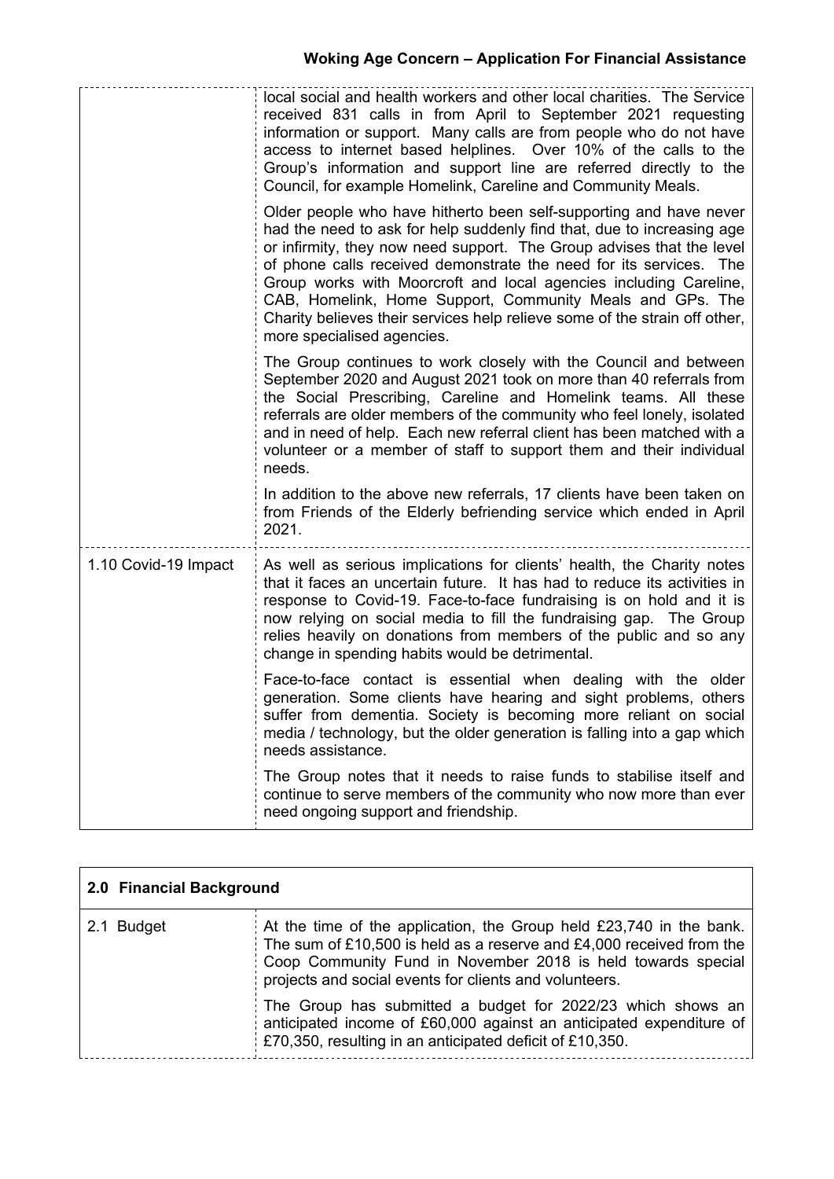| | |
|---|---|
| | local social and health workers and other local charities. The Service received 831 calls in from April to September 2021 requesting information or support. Many calls are from people who do not have access to internet based helplines. Over 10% of the calls to the Group's information and support line are referred directly to the Council, for example Homelink, Careline and Community Meals.<br><br>Older people who have hitherto been self-supporting and have never had the need to ask for help suddenly find that, due to increasing age or infirmity, they now need support. The Group advises that the level of phone calls received demonstrate the need for its services. The Group works with Moorcroft and local agencies including Careline, CAB, Homelink, Home Support, Community Meals and GPs. The Charity believes their services help relieve some of the strain off other, more specialised agencies.<br><br>The Group continues to work closely with the Council and between September 2020 and August 2021 took on more than 40 referrals from the Social Prescribing, Careline and Homelink teams. All these referrals are older members of the community who feel lonely, isolated and in need of help. Each new referral client has been matched with a volunteer or a member of staff to support them and their individual needs.<br><br>In addition to the above new referrals, 17 clients have been taken on from Friends of the Elderly befriending service which ended in April 2021. |
| 1.10 Covid-19 Impact | As well as serious implications for clients' health, the Charity notes that it faces an uncertain future. It has had to reduce its activities in response to Covid-19. Face-to-face fundraising is on hold and it is now relying on social media to fill the fundraising gap. The Group relies heavily on donations from members of the public and so any change in spending habits would be detrimental.<br><br>Face-to-face contact is essential when dealing with the older generation. Some clients have hearing and sight problems, others suffer from dementia. Society is becoming more reliant on social media / technology, but the older generation is falling into a gap which needs assistance.<br><br>The Group notes that it needs to raise funds to stabilise itself and continue to serve members of the community who now more than ever need ongoing support and friendship. |

| **2.0 Financial Background** | |
|---|---|
| 2.1 Budget | At the time of the application, the Group held £23,740 in the bank. The sum of £10,500 is held as a reserve and £4,000 received from the Coop Community Fund in November 2018 is held towards special projects and social events for clients and volunteers.<br><br>The Group has submitted a budget for 2022/23 which shows an anticipated income of £60,000 against an anticipated expenditure of £70,350, resulting in an anticipated deficit of £10,350. |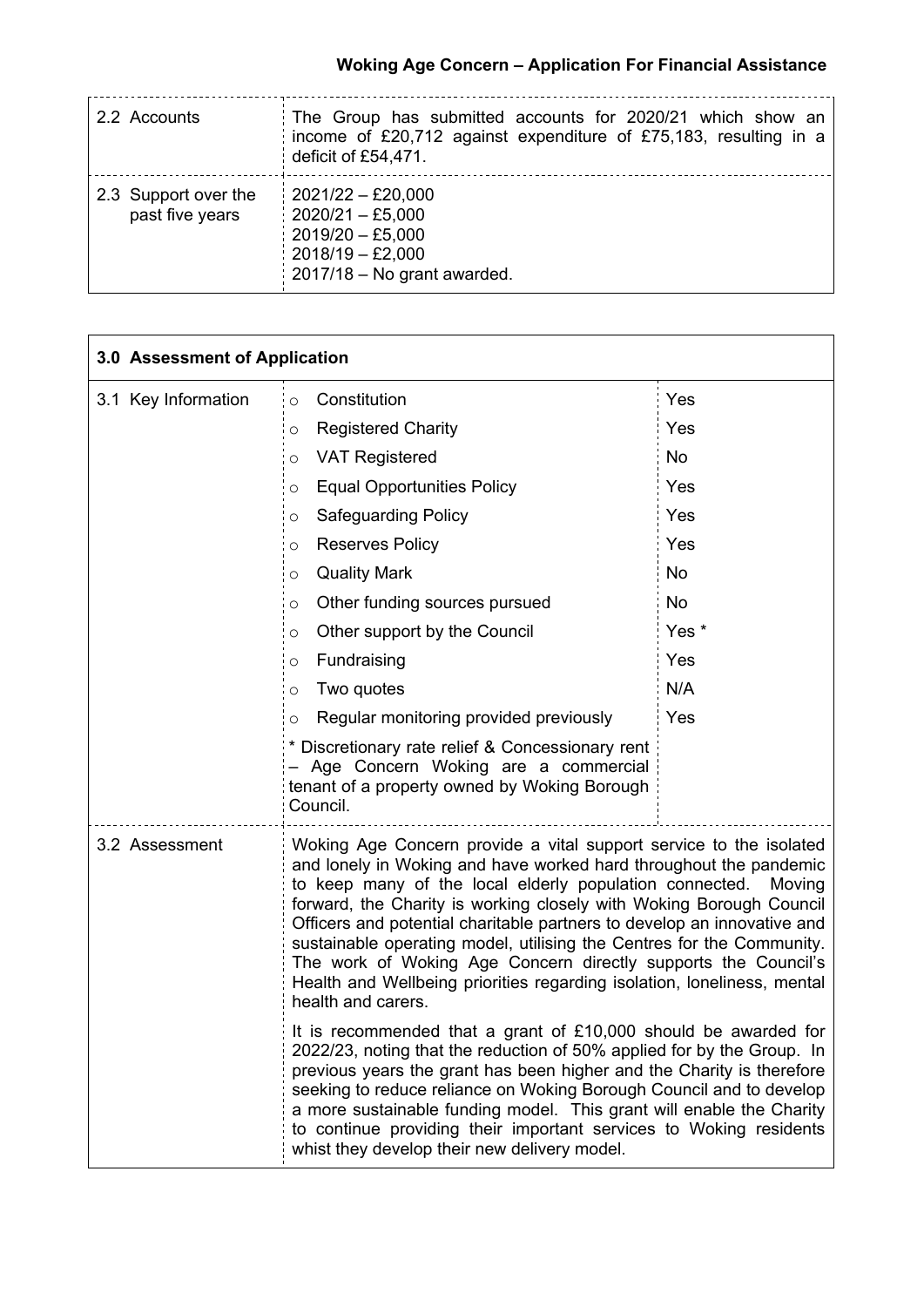| | |
|---|---|
| 2.2 Accounts | The Group has submitted accounts for 2020/21 which show an income of £20,712 against expenditure of £75,183, resulting in a deficit of £54,471. |
| 2.3 Support over the past five years | 2021/22 – £20,000<br>2020/21 – £5,000<br>2019/20 – £5,000<br>2018/19 – £2,000<br>2017/18 – No grant awarded. |

| **3.0 Assessment of Application** | | |
|---|---|---|
| 3.1 Key Information | Constitution | Yes |
| | Registered Charity | Yes |
| | VAT Registered | No |
| | Equal Opportunities Policy | Yes |
| | Safeguarding Policy | Yes |
| | Reserves Policy | Yes |
| | Quality Mark | No |
| | Other funding sources pursued | No |
| | Other support by the Council | Yes * |
| | Fundraising | Yes |
| | Two quotes | N/A |
| | Regular monitoring provided previously | Yes |
| | * Discretionary rate relief & Concessionary rent – Age Concern Woking are a commercial tenant of a property owned by Woking Borough Council. | |
| 3.2 Assessment | Woking Age Concern provide a vital support service to the isolated and lonely in Woking and have worked hard throughout the pandemic to keep many of the local elderly population connected. Moving forward, the Charity is working closely with Woking Borough Council Officers and potential charitable partners to develop an innovative and sustainable operating model, utilising the Centres for the Community. The work of Woking Age Concern directly supports the Council's Health and Wellbeing priorities regarding isolation, loneliness, mental health and carers.<br><br>It is recommended that a grant of £10,000 should be awarded for 2022/23, noting that the reduction of 50% applied for by the Group. In previous years the grant has been higher and the Charity is therefore seeking to reduce reliance on Woking Borough Council and to develop a more sustainable funding model. This grant will enable the Charity to continue providing their important services to Woking residents whilst they develop their new delivery model. | |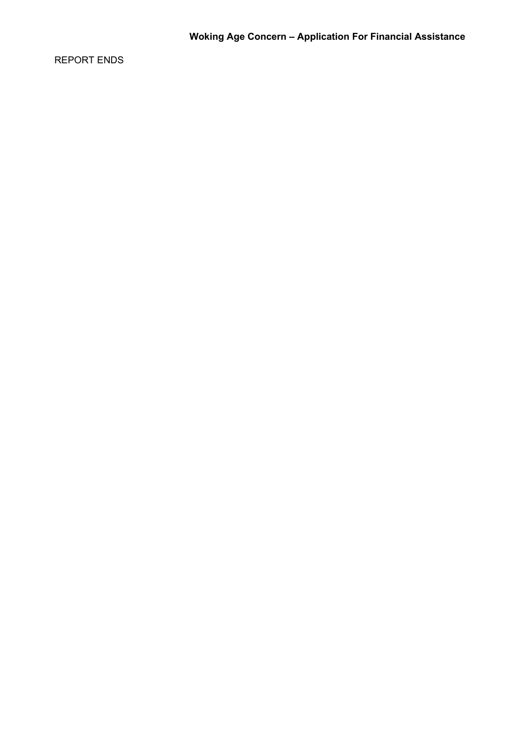REPORT ENDS